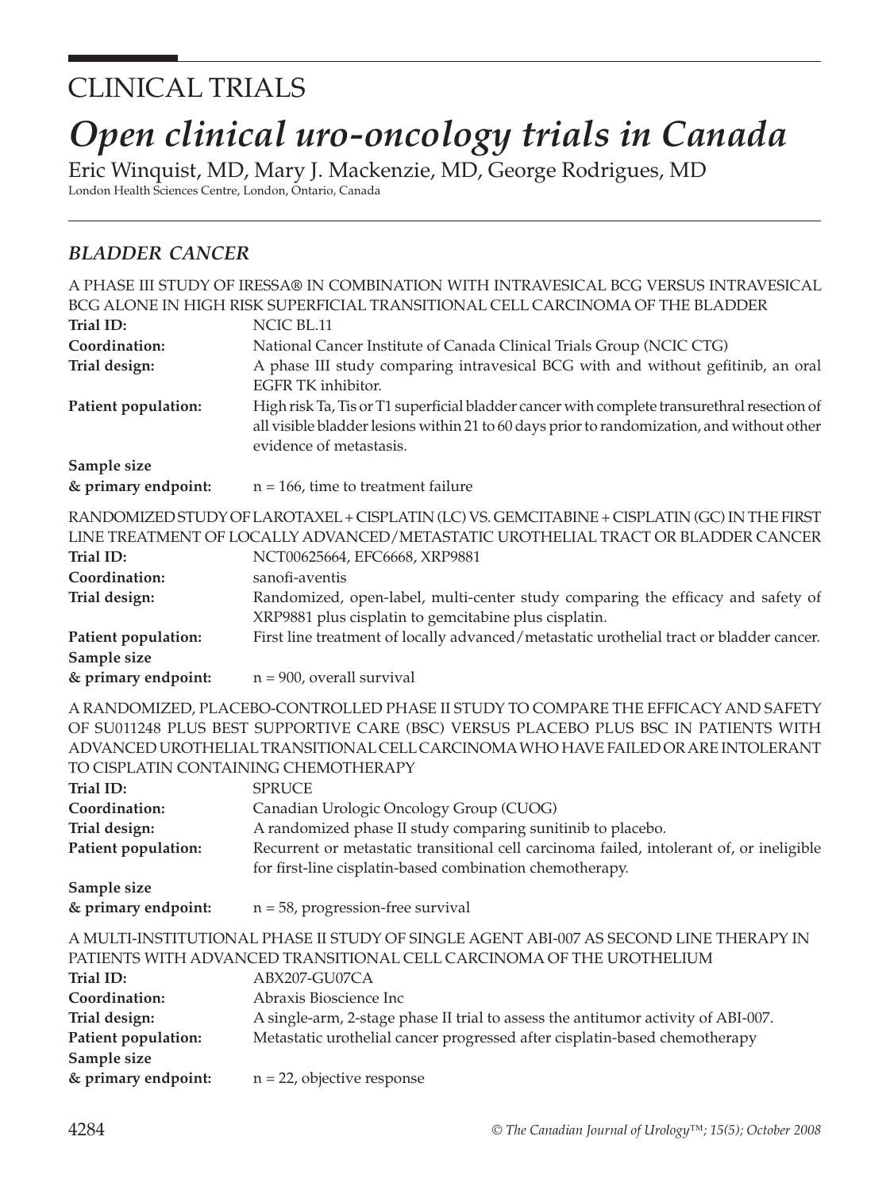# CLINICAL TRIALS

# *Open clinical uro-oncology trials in Canada*

Eric Winquist, MD, Mary J. Mackenzie, MD, George Rodrigues, MD

London Health Sciences Centre, London, Ontario, Canada

## *BLADDER CANCER*

A PHASE III STUDY OF IRESSA® IN COMBINATION WITH INTRAVESICAL BCG VERSUS INTRAVESICAL BCG ALONE IN HIGH RISK SUPERFICIAL TRANSITIONAL CELL CARCINOMA OF THE BLADDER

**Trial ID:** NCIC BL.11

**Coordination:** National Cancer Institute of Canada Clinical Trials Group (NCIC CTG)

**Trial design:** A phase III study comparing intravesical BCG with and without gefitinib, an oral EGFR TK inhibitor.

**Patient population:** High risk Ta, Tis or T1 superficial bladder cancer with complete transurethral resection of all visible bladder lesions within 21 to 60 days prior to randomization, and without other evidence of metastasis.

**Sample size & primary endpoint:** n = 166, time to treatment failure

RANDOMIZED STUDY OF LAROTAXEL + CISPLATIN (LC) VS. GEMCITABINE + CISPLATIN (GC) IN THE FIRST LINE TREATMENT OF LOCALLY ADVANCED/METASTATIC UROTHELIAL TRACT OR BLADDER CANCER

**Trial ID:** NCT00625664, EFC6668, XRP9881

**Coordination:** sanofi-aventis

**Trial design:** Randomized, open-label, multi-center study comparing the efficacy and safety of XRP9881 plus cisplatin to gemcitabine plus cisplatin.

**Patient population:** First line treatment of locally advanced/metastatic urothelial tract or bladder cancer.

**Sample size & primary endpoint:** n = 900, overall survival

A RANDOMIZED, PLACEBO-CONTROLLED PHASE II STUDY TO COMPARE THE EFFICACY AND SAFETY OF SU011248 PLUS BEST SUPPORTIVE CARE (BSC) VERSUS PLACEBO PLUS BSC IN PATIENTS WITH ADVANCED UROTHELIAL TRANSITIONAL CELL CARCINOMA WHO HAVE FAILED OR ARE INTOLERANT TO CISPLATIN CONTAINING CHEMOTHERAPY

**Trial ID:** SPRUCE

**Coordination:** Canadian Urologic Oncology Group (CUOG)

**Trial design:** A randomized phase II study comparing sunitinib to placebo.

**Patient population:** Recurrent or metastatic transitional cell carcinoma failed, intolerant of, or ineligible for first-line cisplatin-based combination chemotherapy.

**Sample size & primary endpoint:** n = 58, progression-free survival

A MULTI-INSTITUTIONAL PHASE II STUDY OF SINGLE AGENT ABI-007 AS SECOND LINE THERAPY IN PATIENTS WITH ADVANCED TRANSITIONAL CELL CARCINOMA OF THE UROTHELIUM

**Trial ID:** ABX207-GU07CA

**Coordination:** Abraxis Bioscience Inc

**Trial design:** A single-arm, 2-stage phase II trial to assess the antitumor activity of ABI-007.

**Patient population:** Metastatic urothelial cancer progressed after cisplatin-based chemotherapy

**Sample size & primary endpoint:** n = 22, objective response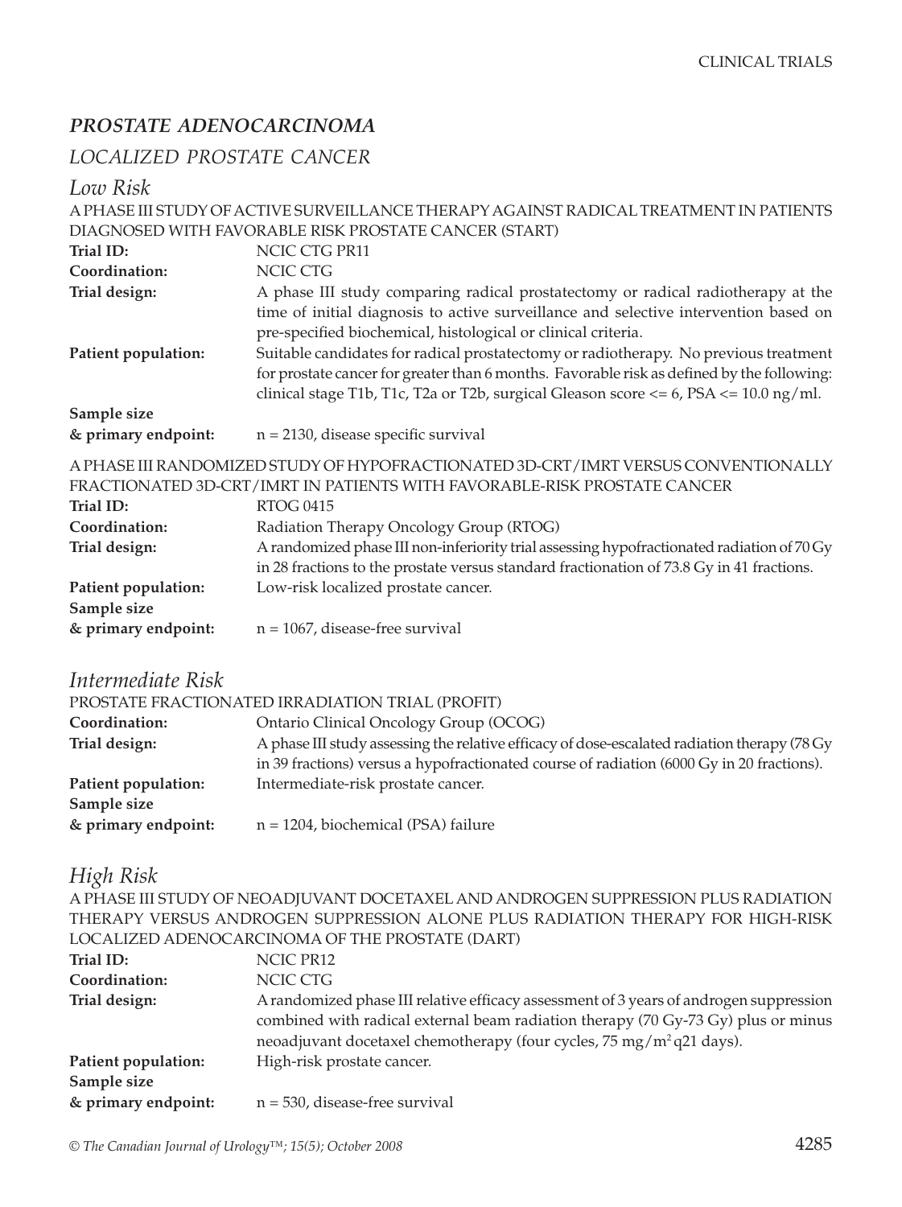## *PROSTATE ADENOCARCINOMA*

### *LOCALIZED PROSTATE CANCER*

#### *Low Risk*

A PHASE III STUDY OF ACTIVE SURVEILLANCE THERAPY AGAINST RADICAL TREATMENT IN PATIENTS DIAGNOSED WITH FAVORABLE RISK PROSTATE CANCER (START)

**Trial ID:** NCIC CTG PR11

**Coordination:** NCIC CTG

**Trial design:** A phase III study comparing radical prostatectomy or radical radiotherapy at the time of initial diagnosis to active surveillance and selective intervention based on pre-specified biochemical, histological or clinical criteria.

**Patient population:** Suitable candidates for radical prostatectomy or radiotherapy. No previous treatment for prostate cancer for greater than 6 months. Favorable risk as defined by the following: clinical stage T1b, T1c, T2a or T2b, surgical Gleason score <= 6, PSA <= 10.0 ng/ml.

**Sample size & primary endpoint:** n = 2130, disease specific survival

A PHASE III RANDOMIZED STUDY OF HYPOFRACTIONATED 3D-CRT/IMRT VERSUS CONVENTIONALLY FRACTIONATED 3D-CRT/IMRT IN PATIENTS WITH FAVORABLE-RISK PROSTATE CANCER

**Trial ID:** RTOG 0415

**Coordination:** Radiation Therapy Oncology Group (RTOG)

**Trial design:** A randomized phase III non-inferiority trial assessing hypofractionated radiation of 70 Gy in 28 fractions to the prostate versus standard fractionation of 73.8 Gy in 41 fractions.

**Patient population:** Low-risk localized prostate cancer.

**Sample size & primary endpoint:** n = 1067, disease-free survival

#### *Intermediate Risk*

PROSTATE FRACTIONATED IRRADIATION TRIAL (PROFIT)

**Coordination:** Ontario Clinical Oncology Group (OCOG)

**Trial design:** A phase III study assessing the relative efficacy of dose-escalated radiation therapy (78 Gy in 39 fractions) versus a hypofractionated course of radiation (6000 Gy in 20 fractions).

**Patient population:** Intermediate-risk prostate cancer.

**Sample size & primary endpoint:** n = 1204, biochemical (PSA) failure

#### *High Risk*

A PHASE III STUDY OF NEOADJUVANT DOCETAXEL AND ANDROGEN SUPPRESSION PLUS RADIATION THERAPY VERSUS ANDROGEN SUPPRESSION ALONE PLUS RADIATION THERAPY FOR HIGH-RISK LOCALIZED ADENOCARCINOMA OF THE PROSTATE (DART)

**Trial ID:** NCIC PR12

**Coordination:** NCIC CTG

**Trial design:** A randomized phase III relative efficacy assessment of 3 years of androgen suppression combined with radical external beam radiation therapy (70 Gy-73 Gy) plus or minus neoadjuvant docetaxel chemotherapy (four cycles, 75 mg/m$^2$ q21 days).

**Patient population:** High-risk prostate cancer.

**Sample size & primary endpoint:** n = 530, disease-free survival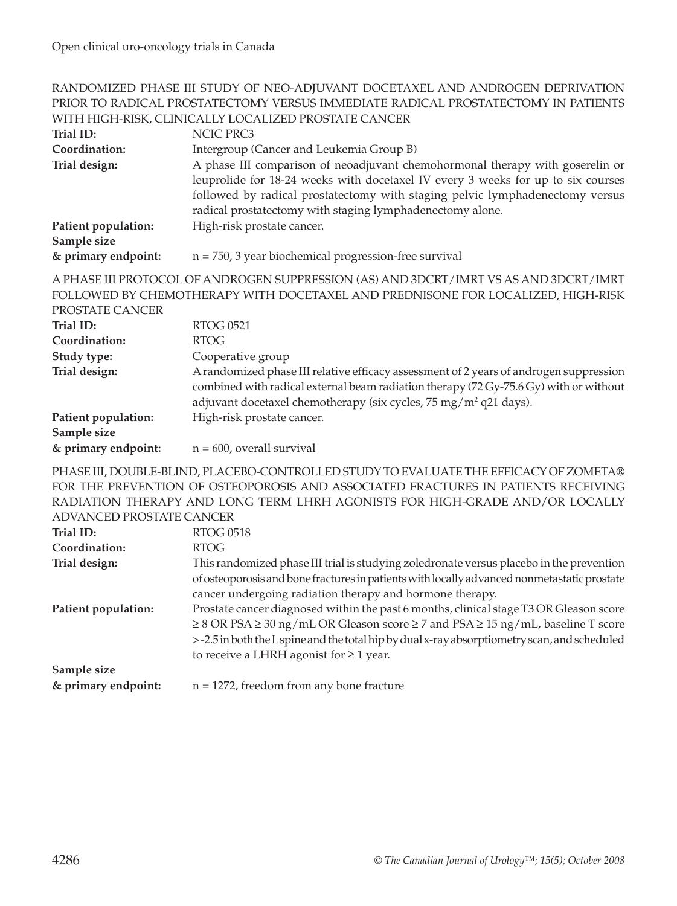## RANDOMIZED PHASE III STUDY OF NEO-ADJUVANT DOCETAXEL AND ANDROGEN DEPRIVATION PRIOR TO RADICAL PROSTATECTOMY VERSUS IMMEDIATE RADICAL PROSTATECTOMY IN PATIENTS WITH HIGH-RISK, CLINICALLY LOCALIZED PROSTATE CANCER

**Trial ID:** NCIC PRC3

**Coordination:** Intergroup (Cancer and Leukemia Group B)

**Trial design:** A phase III comparison of neoadjuvant chemohormonal therapy with goserelin or leuprolide for 18-24 weeks with docetaxel IV every 3 weeks for up to six courses followed by radical prostatectomy with staging pelvic lymphadenectomy versus radical prostatectomy with staging lymphadenectomy alone.

**Patient population:** High-risk prostate cancer.

**Sample size & primary endpoint:** n = 750, 3 year biochemical progression-free survival

## A PHASE III PROTOCOL OF ANDROGEN SUPPRESSION (AS) AND 3DCRT/IMRT VS AS AND 3DCRT/IMRT FOLLOWED BY CHEMOTHERAPY WITH DOCETAXEL AND PREDNISONE FOR LOCALIZED, HIGH-RISK PROSTATE CANCER

**Trial ID:** RTOG 0521

**Coordination:** RTOG

**Study type:** Cooperative group

**Trial design:** A randomized phase III relative efficacy assessment of 2 years of androgen suppression combined with radical external beam radiation therapy (72 Gy-75.6 Gy) with or without adjuvant docetaxel chemotherapy (six cycles, 75 mg/m$^2$ q21 days).

**Patient population:** High-risk prostate cancer.

**Sample size & primary endpoint:** n = 600, overall survival

## PHASE III, DOUBLE-BLIND, PLACEBO-CONTROLLED STUDY TO EVALUATE THE EFFICACY OF ZOMETA® FOR THE PREVENTION OF OSTEOPOROSIS AND ASSOCIATED FRACTURES IN PATIENTS RECEIVING RADIATION THERAPY AND LONG TERM LHRH AGONISTS FOR HIGH-GRADE AND/OR LOCALLY ADVANCED PROSTATE CANCER

**Trial ID:** RTOG 0518

**Coordination:** RTOG

**Trial design:** This randomized phase III trial is studying zoledronate versus placebo in the prevention of osteoporosis and bone fractures in patients with locally advanced nonmetastatic prostate cancer undergoing radiation therapy and hormone therapy.

**Patient population:** Prostate cancer diagnosed within the past 6 months, clinical stage T3 OR Gleason score $\geq$ 8 OR PSA $\geq$ 30 ng/mL OR Gleason score $\geq$ 7 and PSA $\geq$ 15 ng/mL, baseline T score > -2.5 in both the L spine and the total hip by dual x-ray absorptiometry scan, and scheduled to receive a LHRH agonist for $\geq$ 1 year.

**Sample size & primary endpoint:** n = 1272, freedom from any bone fracture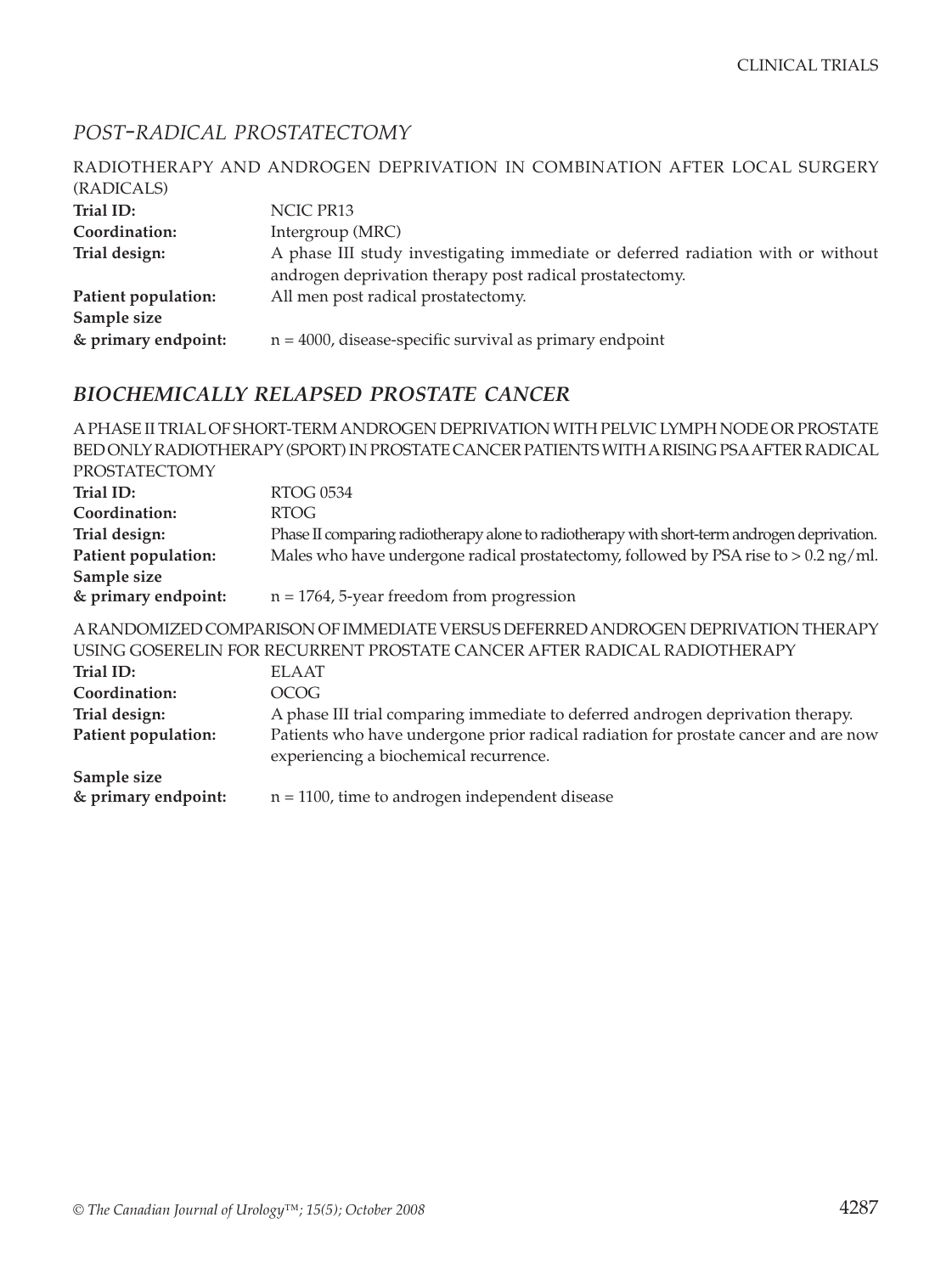## *POST-RADICAL PROSTATECTOMY*

RADIOTHERAPY AND ANDROGEN DEPRIVATION IN COMBINATION AFTER LOCAL SURGERY (RADICALS)

**Trial ID:** NCIC PR13

**Coordination:** Intergroup (MRC)

**Trial design:** A phase III study investigating immediate or deferred radiation with or without androgen deprivation therapy post radical prostatectomy.

**Patient population:** All men post radical prostatectomy.

**Sample size & primary endpoint:** n = 4000, disease-specific survival as primary endpoint

## *BIOCHEMICALLY RELAPSED PROSTATE CANCER*

A PHASE II TRIAL OF SHORT-TERM ANDROGEN DEPRIVATION WITH PELVIC LYMPH NODE OR PROSTATE BED ONLY RADIOTHERAPY (SPORT) IN PROSTATE CANCER PATIENTS WITH A RISING PSA AFTER RADICAL PROSTATECTOMY

**Trial ID:** RTOG 0534

**Coordination:** RTOG

**Trial design:** Phase II comparing radiotherapy alone to radiotherapy with short-term androgen deprivation.

**Patient population:** Males who have undergone radical prostatectomy, followed by PSA rise to > 0.2 ng/ml.

**Sample size & primary endpoint:** n = 1764, 5-year freedom from progression

A RANDOMIZED COMPARISON OF IMMEDIATE VERSUS DEFERRED ANDROGEN DEPRIVATION THERAPY USING GOSERELIN FOR RECURRENT PROSTATE CANCER AFTER RADICAL RADIOTHERAPY

**Trial ID:** ELAAT

**Coordination:** OCOG

**Trial design:** A phase III trial comparing immediate to deferred androgen deprivation therapy.

**Patient population:** Patients who have undergone prior radical radiation for prostate cancer and are now experiencing a biochemical recurrence.

**Sample size & primary endpoint:** n = 1100, time to androgen independent disease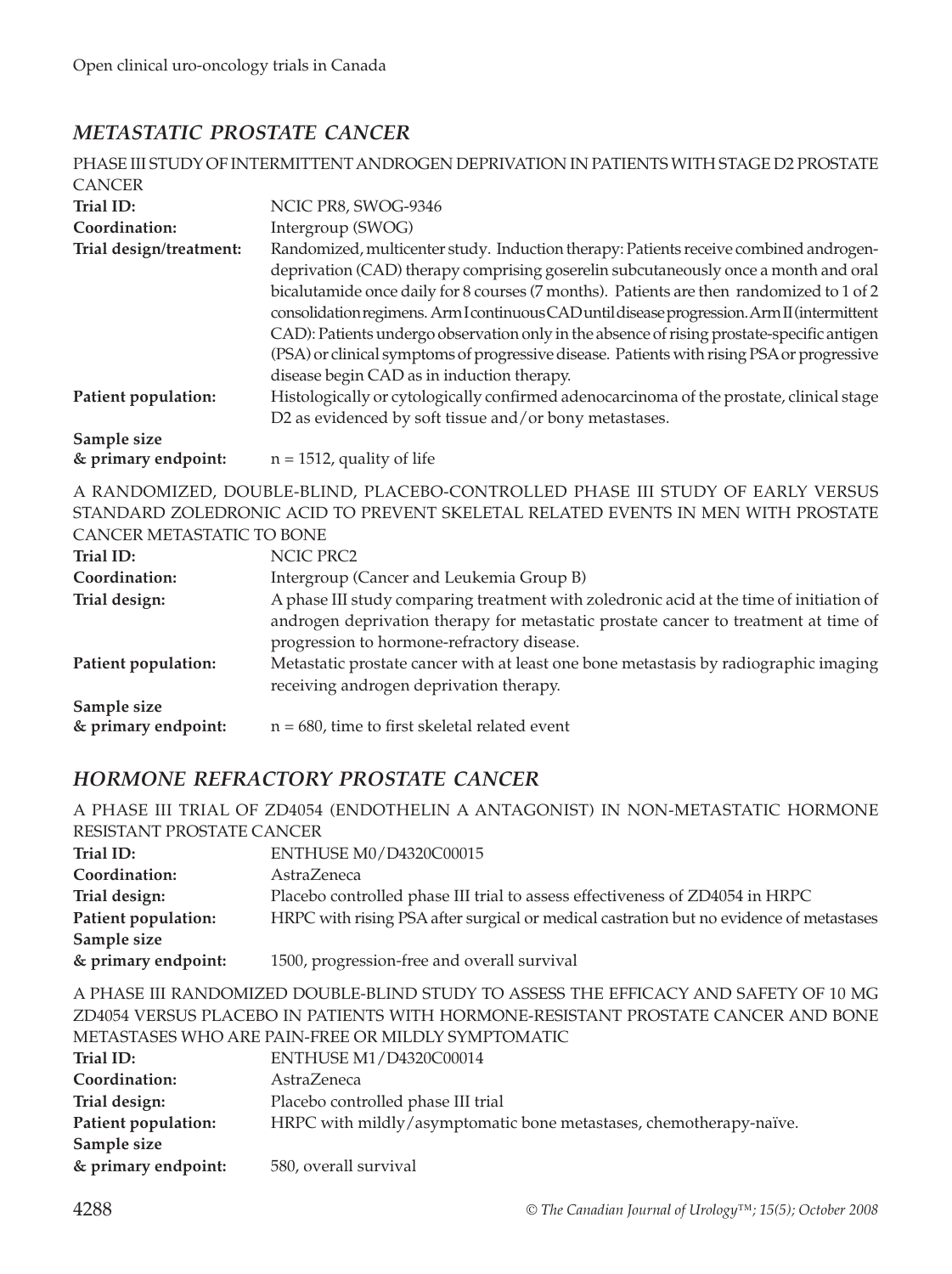## METASTATIC PROSTATE CANCER

PHASE III STUDY OF INTERMITTENT ANDROGEN DEPRIVATION IN PATIENTS WITH STAGE D2 PROSTATE CANCER

| | |
|---|---|
| **Trial ID:** | NCIC PR8, SWOG-9346 |
| **Coordination:** | Intergroup (SWOG) |
| **Trial design/treatment:** | Randomized, multicenter study. Induction therapy: Patients receive combined androgen-deprivation (CAD) therapy comprising goserelin subcutaneously once a month and oral bicalutamide once daily for 8 courses (7 months). Patients are then randomized to 1 of 2 consolidation regimens. Arm I continuous CAD until disease progression. Arm II (intermittent CAD): Patients undergo observation only in the absence of rising prostate-specific antigen (PSA) or clinical symptoms of progressive disease. Patients with rising PSA or progressive disease begin CAD as in induction therapy. |
| **Patient population:** | Histologically or cytologically confirmed adenocarcinoma of the prostate, clinical stage D2 as evidenced by soft tissue and/or bony metastases. |
| **Sample size & primary endpoint:** | n = 1512, quality of life |

A RANDOMIZED, DOUBLE-BLIND, PLACEBO-CONTROLLED PHASE III STUDY OF EARLY VERSUS STANDARD ZOLEDRONIC ACID TO PREVENT SKELETAL RELATED EVENTS IN MEN WITH PROSTATE CANCER METASTATIC TO BONE

| | |
|---|---|
| **Trial ID:** | NCIC PRC2 |
| **Coordination:** | Intergroup (Cancer and Leukemia Group B) |
| **Trial design:** | A phase III study comparing treatment with zoledronic acid at the time of initiation of androgen deprivation therapy for metastatic prostate cancer to treatment at time of progression to hormone-refractory disease. |
| **Patient population:** | Metastatic prostate cancer with at least one bone metastasis by radiographic imaging receiving androgen deprivation therapy. |
| **Sample size & primary endpoint:** | n = 680, time to first skeletal related event |

## HORMONE REFRACTORY PROSTATE CANCER

A PHASE III TRIAL OF ZD4054 (ENDOTHELIN A ANTAGONIST) IN NON-METASTATIC HORMONE RESISTANT PROSTATE CANCER

| | |
|---|---|
| **Trial ID:** | ENTHUSE M0/D4320C00015 |
| **Coordination:** | AstraZeneca |
| **Trial design:** | Placebo controlled phase III trial to assess effectiveness of ZD4054 in HRPC |
| **Patient population:** | HRPC with rising PSA after surgical or medical castration but no evidence of metastases |
| **Sample size & primary endpoint:** | 1500, progression-free and overall survival |

A PHASE III RANDOMIZED DOUBLE-BLIND STUDY TO ASSESS THE EFFICACY AND SAFETY OF 10 MG ZD4054 VERSUS PLACEBO IN PATIENTS WITH HORMONE-RESISTANT PROSTATE CANCER AND BONE METASTASES WHO ARE PAIN-FREE OR MILDLY SYMPTOMATIC

| | |
|---|---|
| **Trial ID:** | ENTHUSE M1/D4320C00014 |
| **Coordination:** | AstraZeneca |
| **Trial design:** | Placebo controlled phase III trial |
| **Patient population:** | HRPC with mildly/asymptomatic bone metastases, chemotherapy-naïve. |
| **Sample size & primary endpoint:** | 580, overall survival |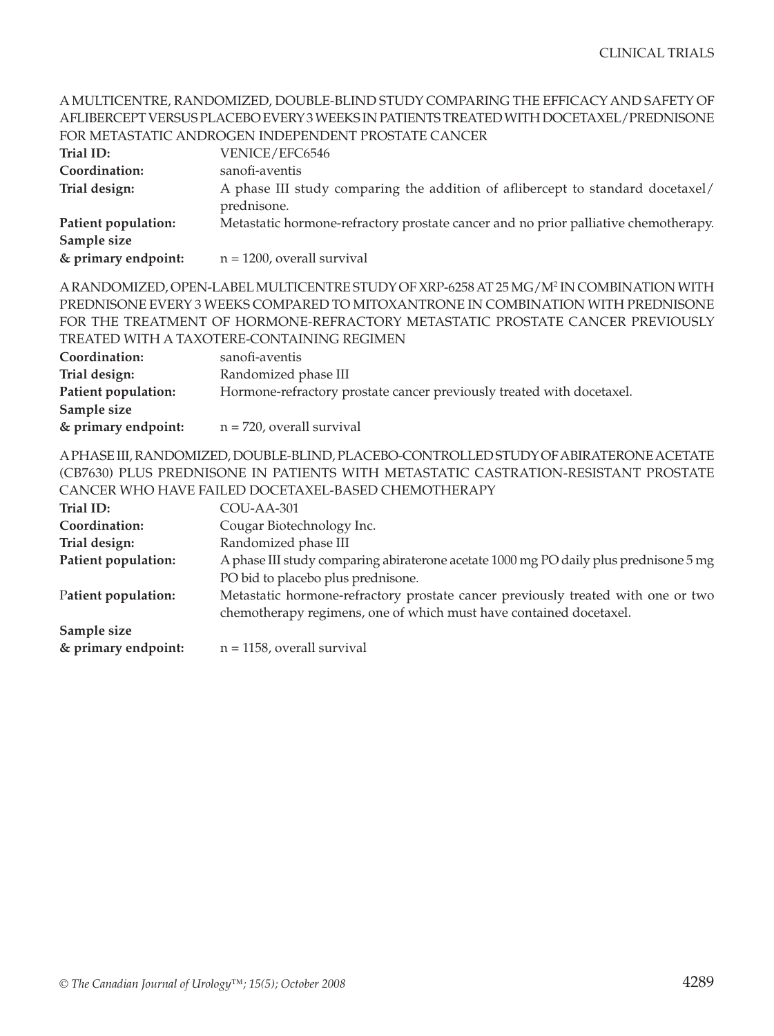A MULTICENTRE, RANDOMIZED, DOUBLE-BLIND STUDY COMPARING THE EFFICACY AND SAFETY OF AFLIBERCEPT VERSUS PLACEBO EVERY 3 WEEKS IN PATIENTS TREATED WITH DOCETAXEL/PREDNISONE FOR METASTATIC ANDROGEN INDEPENDENT PROSTATE CANCER

**Trial ID:** VENICE/EFC6546
**Coordination:** sanofi-aventis
**Trial design:** A phase III study comparing the addition of aflibercept to standard docetaxel/prednisone.
**Patient population:** Metastatic hormone-refractory prostate cancer and no prior palliative chemotherapy.
**Sample size & primary endpoint:** n = 1200, overall survival

A RANDOMIZED, OPEN-LABEL MULTICENTRE STUDY OF XRP-6258 AT 25 MG/M$^2$ IN COMBINATION WITH PREDNISONE EVERY 3 WEEKS COMPARED TO MITOXANTRONE IN COMBINATION WITH PREDNISONE FOR THE TREATMENT OF HORMONE-REFRACTORY METASTATIC PROSTATE CANCER PREVIOUSLY TREATED WITH A TAXOTERE-CONTAINING REGIMEN

**Coordination:** sanofi-aventis
**Trial design:** Randomized phase III
**Patient population:** Hormone-refractory prostate cancer previously treated with docetaxel.
**Sample size & primary endpoint:** n = 720, overall survival

A PHASE III, RANDOMIZED, DOUBLE-BLIND, PLACEBO-CONTROLLED STUDY OF ABIRATERONE ACETATE (CB7630) PLUS PREDNISONE IN PATIENTS WITH METASTATIC CASTRATION-RESISTANT PROSTATE CANCER WHO HAVE FAILED DOCETAXEL-BASED CHEMOTHERAPY

**Trial ID:** COU-AA-301
**Coordination:** Cougar Biotechnology Inc.
**Trial design:** Randomized phase III
**Patient population:** A phase III study comparing abiraterone acetate 1000 mg PO daily plus prednisone 5 mg PO bid to placebo plus prednisone.
**Patient population:** Metastatic hormone-refractory prostate cancer previously treated with one or two chemotherapy regimens, one of which must have contained docetaxel.
**Sample size & primary endpoint:** n = 1158, overall survival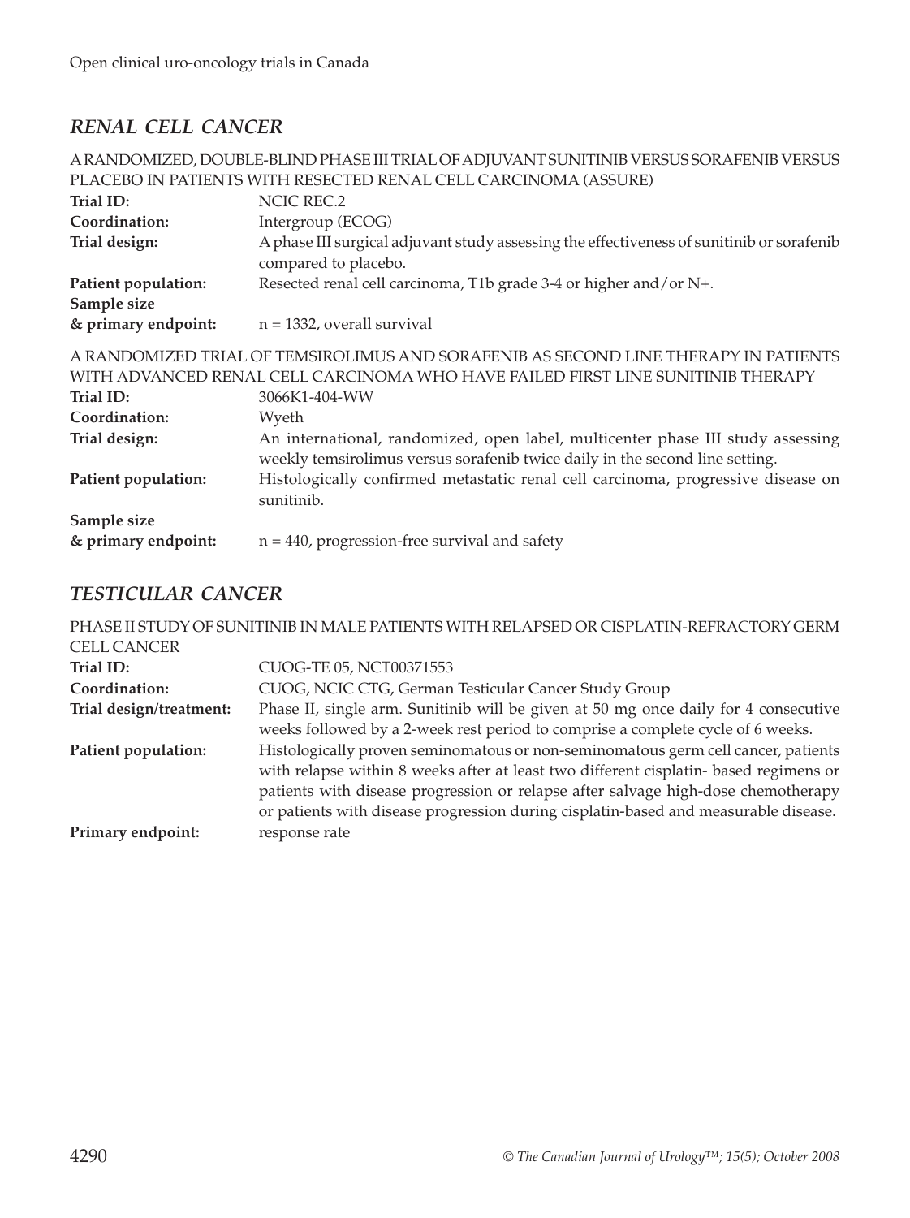## *RENAL CELL CANCER*

A RANDOMIZED, DOUBLE-BLIND PHASE III TRIAL OF ADJUVANT SUNITINIB VERSUS SORAFENIB VERSUS PLACEBO IN PATIENTS WITH RESECTED RENAL CELL CARCINOMA (ASSURE)

**Trial ID:** NCIC REC.2

**Coordination:** Intergroup (ECOG)

**Trial design:** A phase III surgical adjuvant study assessing the effectiveness of sunitinib or sorafenib compared to placebo.

**Patient population:** Resected renal cell carcinoma, T1b grade 3-4 or higher and/or N+.

**Sample size & primary endpoint:** n = 1332, overall survival

A RANDOMIZED TRIAL OF TEMSIROLIMUS AND SORAFENIB AS SECOND LINE THERAPY IN PATIENTS WITH ADVANCED RENAL CELL CARCINOMA WHO HAVE FAILED FIRST LINE SUNITINIB THERAPY

**Trial ID:** 3066K1-404-WW

**Coordination:** Wyeth

**Trial design:** An international, randomized, open label, multicenter phase III study assessing weekly temsirolimus versus sorafenib twice daily in the second line setting.

**Patient population:** Histologically confirmed metastatic renal cell carcinoma, progressive disease on sunitinib.

**Sample size & primary endpoint:** n = 440, progression-free survival and safety

## *TESTICULAR CANCER*

PHASE II STUDY OF SUNITINIB IN MALE PATIENTS WITH RELAPSED OR CISPLATIN-REFRACTORY GERM CELL CANCER

**Trial ID:** CUOG-TE 05, NCT00371553

**Coordination:** CUOG, NCIC CTG, German Testicular Cancer Study Group

**Trial design/treatment:** Phase II, single arm. Sunitinib will be given at 50 mg once daily for 4 consecutive weeks followed by a 2-week rest period to comprise a complete cycle of 6 weeks.

**Patient population:** Histologically proven seminomatous or non-seminomatous germ cell cancer, patients with relapse within 8 weeks after at least two different cisplatin- based regimens or patients with disease progression or relapse after salvage high-dose chemotherapy or patients with disease progression during cisplatin-based and measurable disease.

**Primary endpoint:** response rate